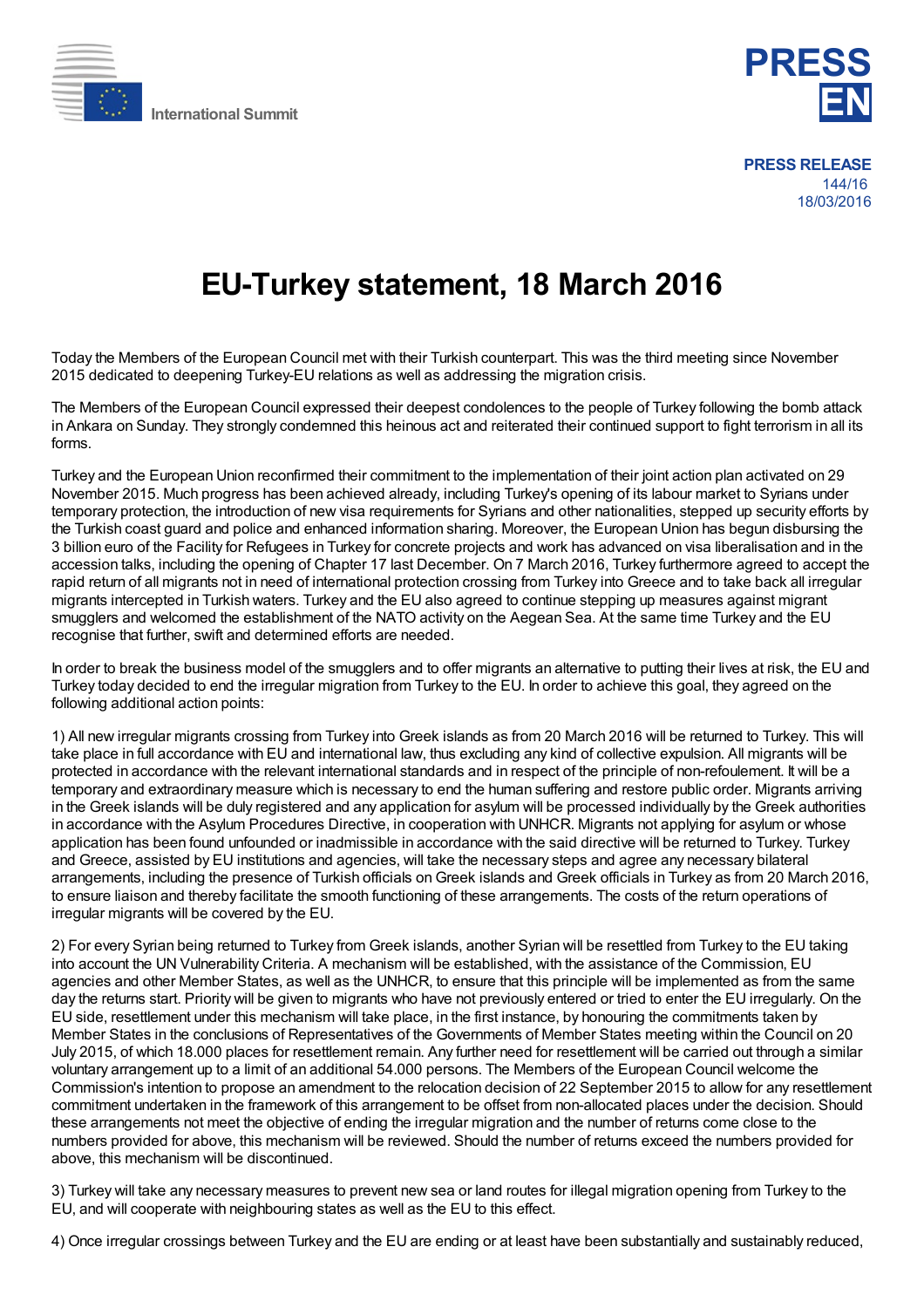International Summit

**PRESS EN**

**PRESS RELEASE**
144/16
18/03/2016

# EU-Turkey statement, 18 March 2016

Today the Members of the European Council met with their Turkish counterpart. This was the third meeting since November 2015 dedicated to deepening Turkey-EU relations as well as addressing the migration crisis.

The Members of the European Council expressed their deepest condolences to the people of Turkey following the bomb attack in Ankara on Sunday. They strongly condemned this heinous act and reiterated their continued support to fight terrorism in all its forms.

Turkey and the European Union reconfirmed their commitment to the implementation of their joint action plan activated on 29 November 2015. Much progress has been achieved already, including Turkey's opening of its labour market to Syrians under temporary protection, the introduction of new visa requirements for Syrians and other nationalities, stepped up security efforts by the Turkish coast guard and police and enhanced information sharing. Moreover, the European Union has begun disbursing the 3 billion euro of the Facility for Refugees in Turkey for concrete projects and work has advanced on visa liberalisation and in the accession talks, including the opening of Chapter 17 last December. On 7 March 2016, Turkey furthermore agreed to accept the rapid return of all migrants not in need of international protection crossing from Turkey into Greece and to take back all irregular migrants intercepted in Turkish waters. Turkey and the EU also agreed to continue stepping up measures against migrant smugglers and welcomed the establishment of the NATO activity on the Aegean Sea. At the same time Turkey and the EU recognise that further, swift and determined efforts are needed.

In order to break the business model of the smugglers and to offer migrants an alternative to putting their lives at risk, the EU and Turkey today decided to end the irregular migration from Turkey to the EU. In order to achieve this goal, they agreed on the following additional action points:

1) All new irregular migrants crossing from Turkey into Greek islands as from 20 March 2016 will be returned to Turkey. This will take place in full accordance with EU and international law, thus excluding any kind of collective expulsion. All migrants will be protected in accordance with the relevant international standards and in respect of the principle of non-refoulement. It will be a temporary and extraordinary measure which is necessary to end the human suffering and restore public order. Migrants arriving in the Greek islands will be duly registered and any application for asylum will be processed individually by the Greek authorities in accordance with the Asylum Procedures Directive, in cooperation with UNHCR. Migrants not applying for asylum or whose application has been found unfounded or inadmissible in accordance with the said directive will be returned to Turkey. Turkey and Greece, assisted by EU institutions and agencies, will take the necessary steps and agree any necessary bilateral arrangements, including the presence of Turkish officials on Greek islands and Greek officials in Turkey as from 20 March 2016, to ensure liaison and thereby facilitate the smooth functioning of these arrangements. The costs of the return operations of irregular migrants will be covered by the EU.

2) For every Syrian being returned to Turkey from Greek islands, another Syrian will be resettled from Turkey to the EU taking into account the UN Vulnerability Criteria. A mechanism will be established, with the assistance of the Commission, EU agencies and other Member States, as well as the UNHCR, to ensure that this principle will be implemented as from the same day the returns start. Priority will be given to migrants who have not previously entered or tried to enter the EU irregularly. On the EU side, resettlement under this mechanism will take place, in the first instance, by honouring the commitments taken by Member States in the conclusions of Representatives of the Governments of Member States meeting within the Council on 20 July 2015, of which 18.000 places for resettlement remain. Any further need for resettlement will be carried out through a similar voluntary arrangement up to a limit of an additional 54.000 persons. The Members of the European Council welcome the Commission's intention to propose an amendment to the relocation decision of 22 September 2015 to allow for any resettlement commitment undertaken in the framework of this arrangement to be offset from non-allocated places under the decision. Should these arrangements not meet the objective of ending the irregular migration and the number of returns come close to the numbers provided for above, this mechanism will be reviewed. Should the number of returns exceed the numbers provided for above, this mechanism will be discontinued.

3) Turkey will take any necessary measures to prevent new sea or land routes for illegal migration opening from Turkey to the EU, and will cooperate with neighbouring states as well as the EU to this effect.

4) Once irregular crossings between Turkey and the EU are ending or at least have been substantially and sustainably reduced,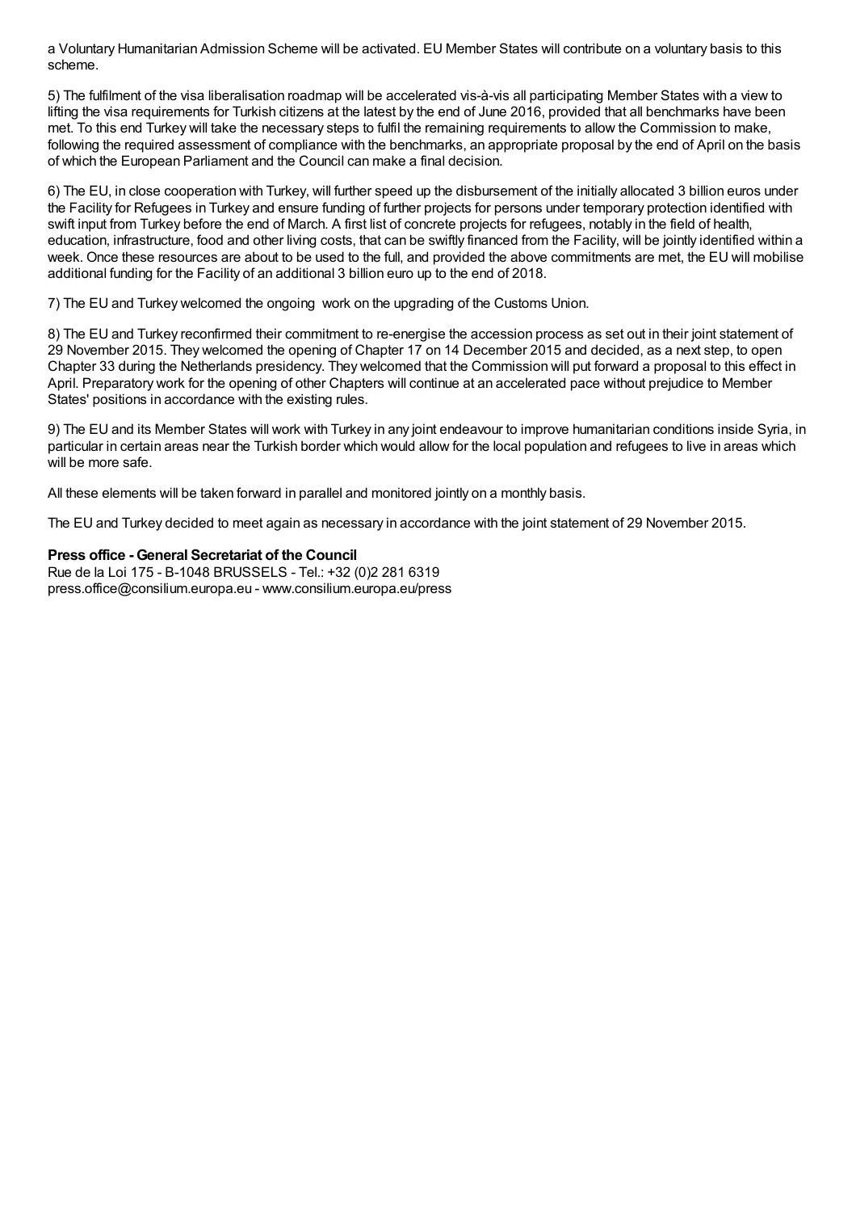a Voluntary Humanitarian Admission Scheme will be activated. EU Member States will contribute on a voluntary basis to this scheme.

5) The fulfilment of the visa liberalisation roadmap will be accelerated vis-à-vis all participating Member States with a view to lifting the visa requirements for Turkish citizens at the latest by the end of June 2016, provided that all benchmarks have been met. To this end Turkey will take the necessary steps to fulfil the remaining requirements to allow the Commission to make, following the required assessment of compliance with the benchmarks, an appropriate proposal by the end of April on the basis of which the European Parliament and the Council can make a final decision.

6) The EU, in close cooperation with Turkey, will further speed up the disbursement of the initially allocated 3 billion euros under the Facility for Refugees in Turkey and ensure funding of further projects for persons under temporary protection identified with swift input from Turkey before the end of March. A first list of concrete projects for refugees, notably in the field of health, education, infrastructure, food and other living costs, that can be swiftly financed from the Facility, will be jointly identified within a week. Once these resources are about to be used to the full, and provided the above commitments are met, the EU will mobilise additional funding for the Facility of an additional 3 billion euro up to the end of 2018.

7) The EU and Turkey welcomed the ongoing work on the upgrading of the Customs Union.

8) The EU and Turkey reconfirmed their commitment to re-energise the accession process as set out in their joint statement of 29 November 2015. They welcomed the opening of Chapter 17 on 14 December 2015 and decided, as a next step, to open Chapter 33 during the Netherlands presidency. They welcomed that the Commission will put forward a proposal to this effect in April. Preparatory work for the opening of other Chapters will continue at an accelerated pace without prejudice to Member States' positions in accordance with the existing rules.

9) The EU and its Member States will work with Turkey in any joint endeavour to improve humanitarian conditions inside Syria, in particular in certain areas near the Turkish border which would allow for the local population and refugees to live in areas which will be more safe.

All these elements will be taken forward in parallel and monitored jointly on a monthly basis.

The EU and Turkey decided to meet again as necessary in accordance with the joint statement of 29 November 2015.

**Press office - General Secretariat of the Council**
Rue de la Loi 175 - B-1048 BRUSSELS - Tel.: +32 (0)2 281 6319
press.office@consilium.europa.eu - www.consilium.europa.eu/press